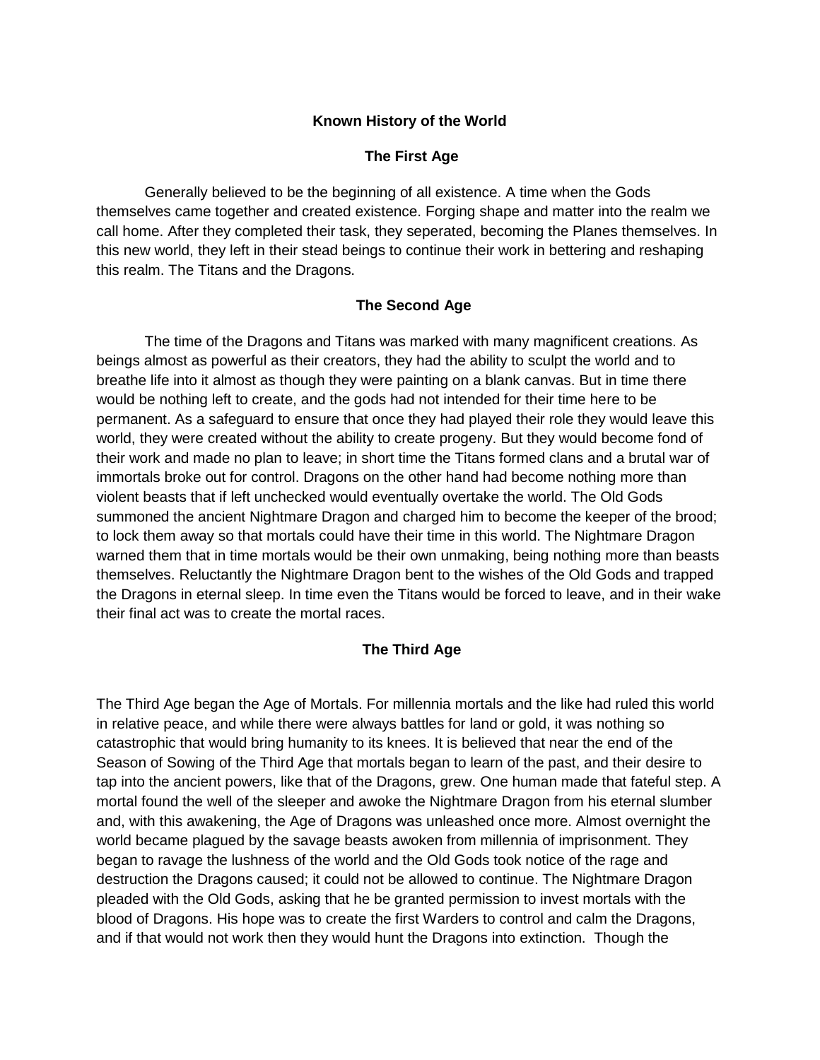# Known History of the World

## The First Age

Generally believed to be the beginning of all existence. A time when the Gods themselves came together and created existence. Forging shape and matter into the realm we call home. After they completed their task, they seperated, becoming the Planes themselves. In this new world, they left in their stead beings to continue their work in bettering and reshaping this realm. The Titans and the Dragons.

## The Second Age

The time of the Dragons and Titans was marked with many magnificent creations. As beings almost as powerful as their creators, they had the ability to sculpt the world and to breathe life into it almost as though they were painting on a blank canvas. But in time there would be nothing left to create, and the gods had not intended for their time here to be permanent. As a safeguard to ensure that once they had played their role they would leave this world, they were created without the ability to create progeny. But they would become fond of their work and made no plan to leave; in short time the Titans formed clans and a brutal war of immortals broke out for control. Dragons on the other hand had become nothing more than violent beasts that if left unchecked would eventually overtake the world. The Old Gods summoned the ancient Nightmare Dragon and charged him to become the keeper of the brood; to lock them away so that mortals could have their time in this world. The Nightmare Dragon warned them that in time mortals would be their own unmaking, being nothing more than beasts themselves. Reluctantly the Nightmare Dragon bent to the wishes of the Old Gods and trapped the Dragons in eternal sleep. In time even the Titans would be forced to leave, and in their wake their final act was to create the mortal races.

## The Third Age

The Third Age began the Age of Mortals. For millennia mortals and the like had ruled this world in relative peace, and while there were always battles for land or gold, it was nothing so catastrophic that would bring humanity to its knees. It is believed that near the end of the Season of Sowing of the Third Age that mortals began to learn of the past, and their desire to tap into the ancient powers, like that of the Dragons, grew. One human made that fateful step. A mortal found the well of the sleeper and awoke the Nightmare Dragon from his eternal slumber and, with this awakening, the Age of Dragons was unleashed once more. Almost overnight the world became plagued by the savage beasts awoken from millennia of imprisonment. They began to ravage the lushness of the world and the Old Gods took notice of the rage and destruction the Dragons caused; it could not be allowed to continue. The Nightmare Dragon pleaded with the Old Gods, asking that he be granted permission to invest mortals with the blood of Dragons. His hope was to create the first Warders to control and calm the Dragons, and if that would not work then they would hunt the Dragons into extinction. Though the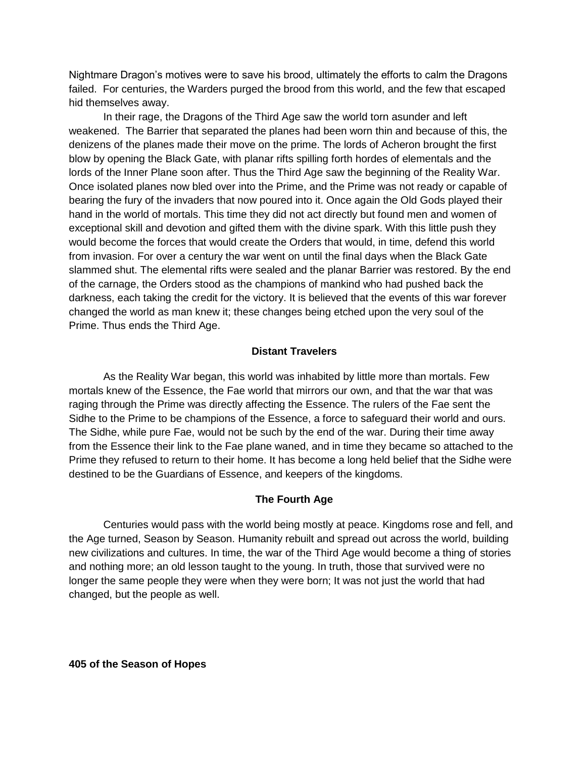Nightmare Dragon's motives were to save his brood, ultimately the efforts to calm the Dragons failed. For centuries, the Warders purged the brood from this world, and the few that escaped hid themselves away.

In their rage, the Dragons of the Third Age saw the world torn asunder and left weakened. The Barrier that separated the planes had been worn thin and because of this, the denizens of the planes made their move on the prime. The lords of Acheron brought the first blow by opening the Black Gate, with planar rifts spilling forth hordes of elementals and the lords of the Inner Plane soon after. Thus the Third Age saw the beginning of the Reality War. Once isolated planes now bled over into the Prime, and the Prime was not ready or capable of bearing the fury of the invaders that now poured into it. Once again the Old Gods played their hand in the world of mortals. This time they did not act directly but found men and women of exceptional skill and devotion and gifted them with the divine spark. With this little push they would become the forces that would create the Orders that would, in time, defend this world from invasion. For over a century the war went on until the final days when the Black Gate slammed shut. The elemental rifts were sealed and the planar Barrier was restored. By the end of the carnage, the Orders stood as the champions of mankind who had pushed back the darkness, each taking the credit for the victory. It is believed that the events of this war forever changed the world as man knew it; these changes being etched upon the very soul of the Prime. Thus ends the Third Age.

## Distant Travelers

As the Reality War began, this world was inhabited by little more than mortals. Few mortals knew of the Essence, the Fae world that mirrors our own, and that the war that was raging through the Prime was directly affecting the Essence. The rulers of the Fae sent the Sidhe to the Prime to be champions of the Essence, a force to safeguard their world and ours. The Sidhe, while pure Fae, would not be such by the end of the war. During their time away from the Essence their link to the Fae plane waned, and in time they became so attached to the Prime they refused to return to their home. It has become a long held belief that the Sidhe were destined to be the Guardians of Essence, and keepers of the kingdoms.

## The Fourth Age

Centuries would pass with the world being mostly at peace. Kingdoms rose and fell, and the Age turned, Season by Season. Humanity rebuilt and spread out across the world, building new civilizations and cultures. In time, the war of the Third Age would become a thing of stories and nothing more; an old lesson taught to the young. In truth, those that survived were no longer the same people they were when they were born; It was not just the world that had changed, but the people as well.

**405 of the Season of Hopes**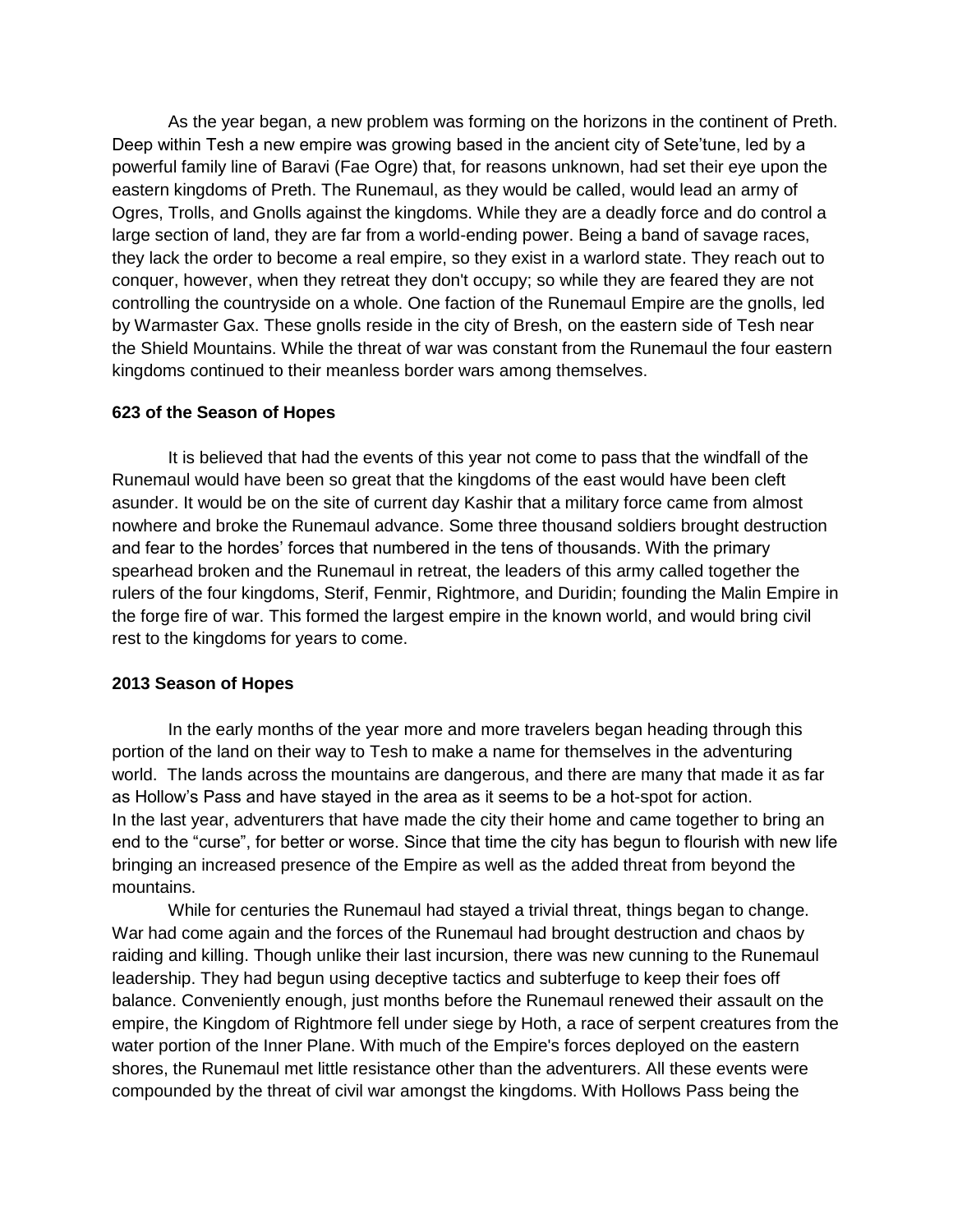As the year began, a new problem was forming on the horizons in the continent of Preth. Deep within Tesh a new empire was growing based in the ancient city of Sete'tune, led by a powerful family line of Baravi (Fae Ogre) that, for reasons unknown, had set their eye upon the eastern kingdoms of Preth. The Runemaul, as they would be called, would lead an army of Ogres, Trolls, and Gnolls against the kingdoms. While they are a deadly force and do control a large section of land, they are far from a world-ending power. Being a band of savage races, they lack the order to become a real empire, so they exist in a warlord state. They reach out to conquer, however, when they retreat they don't occupy; so while they are feared they are not controlling the countryside on a whole. One faction of the Runemaul Empire are the gnolls, led by Warmaster Gax. These gnolls reside in the city of Bresh, on the eastern side of Tesh near the Shield Mountains. While the threat of war was constant from the Runemaul the four eastern kingdoms continued to their meanless border wars among themselves.

**623 of the Season of Hopes**

It is believed that had the events of this year not come to pass that the windfall of the Runemaul would have been so great that the kingdoms of the east would have been cleft asunder. It would be on the site of current day Kashir that a military force came from almost nowhere and broke the Runemaul advance. Some three thousand soldiers brought destruction and fear to the hordes' forces that numbered in the tens of thousands. With the primary spearhead broken and the Runemaul in retreat, the leaders of this army called together the rulers of the four kingdoms, Sterif, Fenmir, Rightmore, and Duridin; founding the Malin Empire in the forge fire of war. This formed the largest empire in the known world, and would bring civil rest to the kingdoms for years to come.

**2013 Season of Hopes**

In the early months of the year more and more travelers began heading through this portion of the land on their way to Tesh to make a name for themselves in the adventuring world. The lands across the mountains are dangerous, and there are many that made it as far as Hollow's Pass and have stayed in the area as it seems to be a hot-spot for action. In the last year, adventurers that have made the city their home and came together to bring an end to the "curse", for better or worse. Since that time the city has begun to flourish with new life bringing an increased presence of the Empire as well as the added threat from beyond the mountains.

While for centuries the Runemaul had stayed a trivial threat, things began to change. War had come again and the forces of the Runemaul had brought destruction and chaos by raiding and killing. Though unlike their last incursion, there was new cunning to the Runemaul leadership. They had begun using deceptive tactics and subterfuge to keep their foes off balance. Conveniently enough, just months before the Runemaul renewed their assault on the empire, the Kingdom of Rightmore fell under siege by Hoth, a race of serpent creatures from the water portion of the Inner Plane. With much of the Empire's forces deployed on the eastern shores, the Runemaul met little resistance other than the adventurers. All these events were compounded by the threat of civil war amongst the kingdoms. With Hollows Pass being the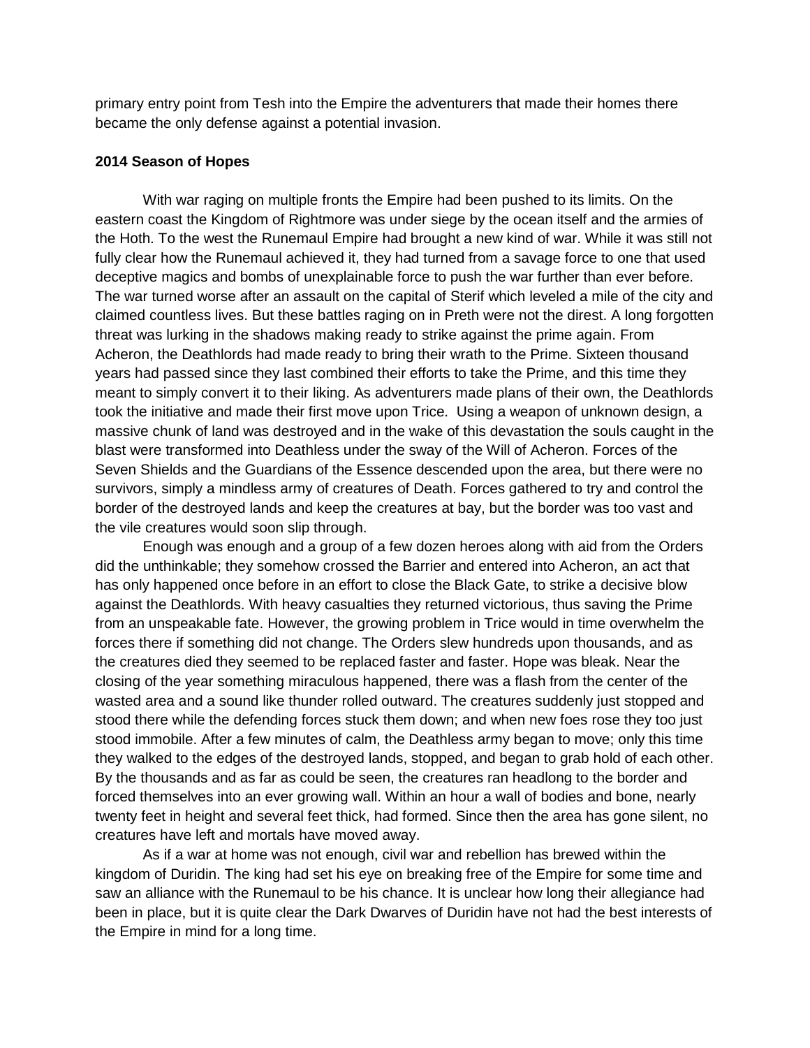primary entry point from Tesh into the Empire the adventurers that made their homes there became the only defense against a potential invasion.

**2014 Season of Hopes**

With war raging on multiple fronts the Empire had been pushed to its limits. On the eastern coast the Kingdom of Rightmore was under siege by the ocean itself and the armies of the Hoth. To the west the Runemaul Empire had brought a new kind of war. While it was still not fully clear how the Runemaul achieved it, they had turned from a savage force to one that used deceptive magics and bombs of unexplainable force to push the war further than ever before. The war turned worse after an assault on the capital of Sterif which leveled a mile of the city and claimed countless lives. But these battles raging on in Preth were not the direst. A long forgotten threat was lurking in the shadows making ready to strike against the prime again. From Acheron, the Deathlords had made ready to bring their wrath to the Prime. Sixteen thousand years had passed since they last combined their efforts to take the Prime, and this time they meant to simply convert it to their liking. As adventurers made plans of their own, the Deathlords took the initiative and made their first move upon Trice. Using a weapon of unknown design, a massive chunk of land was destroyed and in the wake of this devastation the souls caught in the blast were transformed into Deathless under the sway of the Will of Acheron. Forces of the Seven Shields and the Guardians of the Essence descended upon the area, but there were no survivors, simply a mindless army of creatures of Death. Forces gathered to try and control the border of the destroyed lands and keep the creatures at bay, but the border was too vast and the vile creatures would soon slip through.

Enough was enough and a group of a few dozen heroes along with aid from the Orders did the unthinkable; they somehow crossed the Barrier and entered into Acheron, an act that has only happened once before in an effort to close the Black Gate, to strike a decisive blow against the Deathlords. With heavy casualties they returned victorious, thus saving the Prime from an unspeakable fate. However, the growing problem in Trice would in time overwhelm the forces there if something did not change. The Orders slew hundreds upon thousands, and as the creatures died they seemed to be replaced faster and faster. Hope was bleak. Near the closing of the year something miraculous happened, there was a flash from the center of the wasted area and a sound like thunder rolled outward. The creatures suddenly just stopped and stood there while the defending forces stuck them down; and when new foes rose they too just stood immobile. After a few minutes of calm, the Deathless army began to move; only this time they walked to the edges of the destroyed lands, stopped, and began to grab hold of each other. By the thousands and as far as could be seen, the creatures ran headlong to the border and forced themselves into an ever growing wall. Within an hour a wall of bodies and bone, nearly twenty feet in height and several feet thick, had formed. Since then the area has gone silent, no creatures have left and mortals have moved away.

As if a war at home was not enough, civil war and rebellion has brewed within the kingdom of Duridin. The king had set his eye on breaking free of the Empire for some time and saw an alliance with the Runemaul to be his chance. It is unclear how long their allegiance had been in place, but it is quite clear the Dark Dwarves of Duridin have not had the best interests of the Empire in mind for a long time.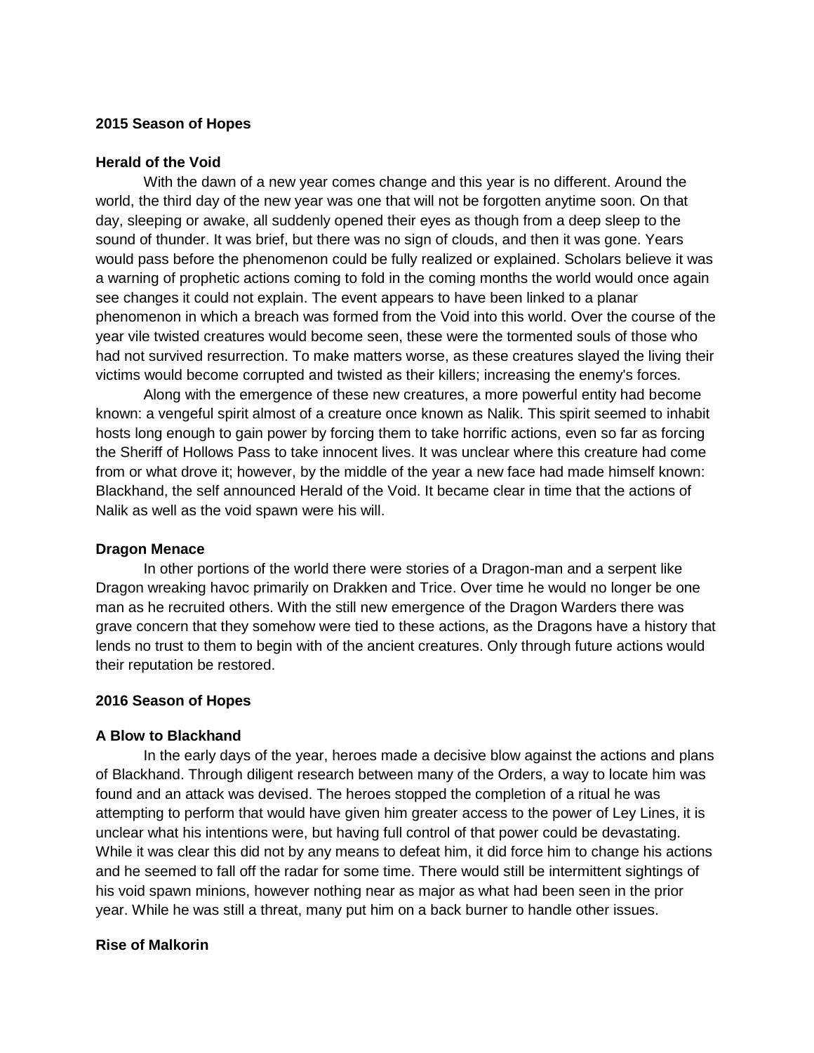**2015 Season of Hopes**

**Herald of the Void**

With the dawn of a new year comes change and this year is no different. Around the world, the third day of the new year was one that will not be forgotten anytime soon. On that day, sleeping or awake, all suddenly opened their eyes as though from a deep sleep to the sound of thunder. It was brief, but there was no sign of clouds, and then it was gone. Years would pass before the phenomenon could be fully realized or explained. Scholars believe it was a warning of prophetic actions coming to fold in the coming months the world would once again see changes it could not explain. The event appears to have been linked to a planar phenomenon in which a breach was formed from the Void into this world. Over the course of the year vile twisted creatures would become seen, these were the tormented souls of those who had not survived resurrection. To make matters worse, as these creatures slayed the living their victims would become corrupted and twisted as their killers; increasing the enemy's forces.

Along with the emergence of these new creatures, a more powerful entity had become known: a vengeful spirit almost of a creature once known as Nalik. This spirit seemed to inhabit hosts long enough to gain power by forcing them to take horrific actions, even so far as forcing the Sheriff of Hollows Pass to take innocent lives. It was unclear where this creature had come from or what drove it; however, by the middle of the year a new face had made himself known: Blackhand, the self announced Herald of the Void. It became clear in time that the actions of Nalik as well as the void spawn were his will.

**Dragon Menace**

In other portions of the world there were stories of a Dragon-man and a serpent like Dragon wreaking havoc primarily on Drakken and Trice. Over time he would no longer be one man as he recruited others. With the still new emergence of the Dragon Warders there was grave concern that they somehow were tied to these actions, as the Dragons have a history that lends no trust to them to begin with of the ancient creatures. Only through future actions would their reputation be restored.

**2016 Season of Hopes**

**A Blow to Blackhand**

In the early days of the year, heroes made a decisive blow against the actions and plans of Blackhand. Through diligent research between many of the Orders, a way to locate him was found and an attack was devised. The heroes stopped the completion of a ritual he was attempting to perform that would have given him greater access to the power of Ley Lines, it is unclear what his intentions were, but having full control of that power could be devastating. While it was clear this did not by any means to defeat him, it did force him to change his actions and he seemed to fall off the radar for some time. There would still be intermittent sightings of his void spawn minions, however nothing near as major as what had been seen in the prior year. While he was still a threat, many put him on a back burner to handle other issues.

**Rise of Malkorin**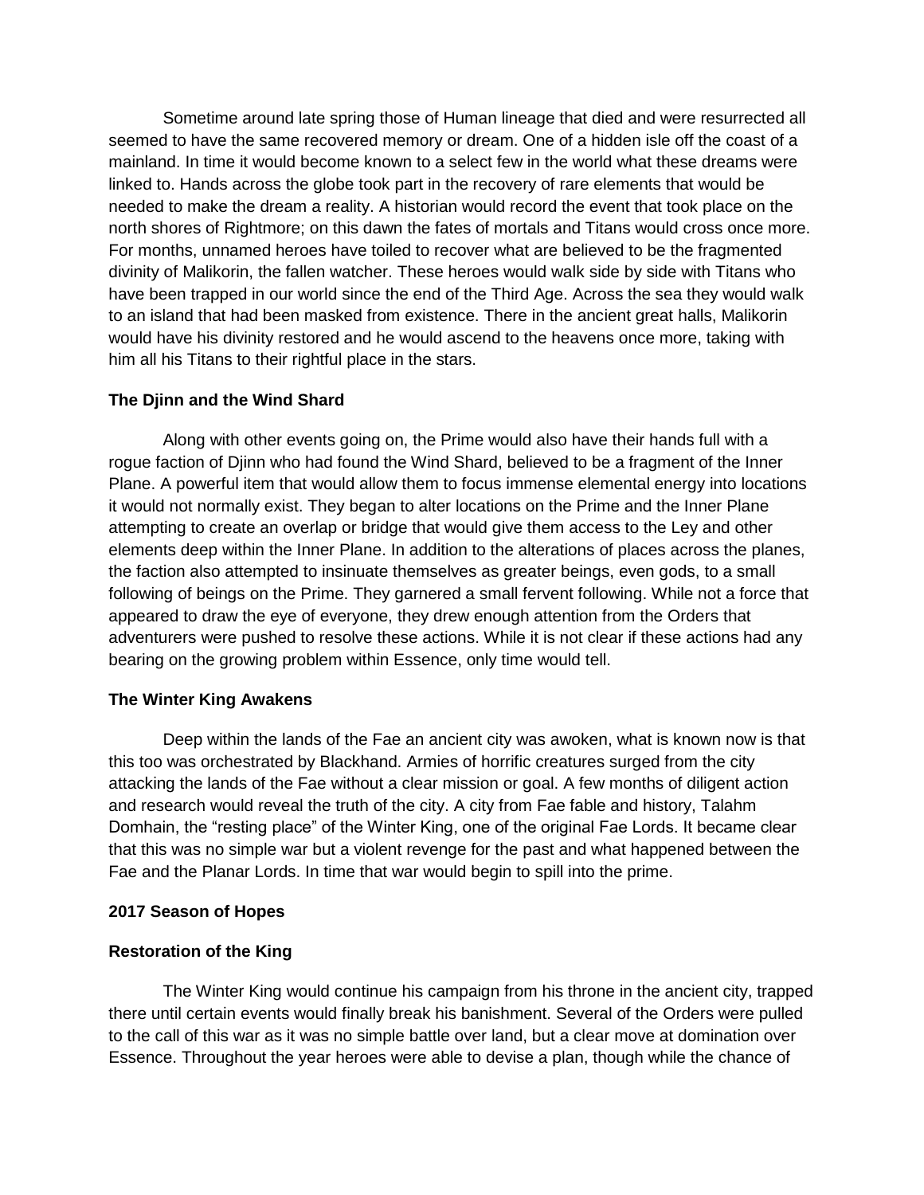Sometime around late spring those of Human lineage that died and were resurrected all seemed to have the same recovered memory or dream. One of a hidden isle off the coast of a mainland. In time it would become known to a select few in the world what these dreams were linked to. Hands across the globe took part in the recovery of rare elements that would be needed to make the dream a reality. A historian would record the event that took place on the north shores of Rightmore; on this dawn the fates of mortals and Titans would cross once more. For months, unnamed heroes have toiled to recover what are believed to be the fragmented divinity of Malikorin, the fallen watcher. These heroes would walk side by side with Titans who have been trapped in our world since the end of the Third Age. Across the sea they would walk to an island that had been masked from existence. There in the ancient great halls, Malikorin would have his divinity restored and he would ascend to the heavens once more, taking with him all his Titans to their rightful place in the stars.

**The Djinn and the Wind Shard**

Along with other events going on, the Prime would also have their hands full with a rogue faction of Djinn who had found the Wind Shard, believed to be a fragment of the Inner Plane. A powerful item that would allow them to focus immense elemental energy into locations it would not normally exist. They began to alter locations on the Prime and the Inner Plane attempting to create an overlap or bridge that would give them access to the Ley and other elements deep within the Inner Plane. In addition to the alterations of places across the planes, the faction also attempted to insinuate themselves as greater beings, even gods, to a small following of beings on the Prime. They garnered a small fervent following. While not a force that appeared to draw the eye of everyone, they drew enough attention from the Orders that adventurers were pushed to resolve these actions. While it is not clear if these actions had any bearing on the growing problem within Essence, only time would tell.

**The Winter King Awakens**

Deep within the lands of the Fae an ancient city was awoken, what is known now is that this too was orchestrated by Blackhand. Armies of horrific creatures surged from the city attacking the lands of the Fae without a clear mission or goal. A few months of diligent action and research would reveal the truth of the city. A city from Fae fable and history, Talahm Domhain, the "resting place" of the Winter King, one of the original Fae Lords. It became clear that this was no simple war but a violent revenge for the past and what happened between the Fae and the Planar Lords. In time that war would begin to spill into the prime.

**2017 Season of Hopes**

**Restoration of the King**

The Winter King would continue his campaign from his throne in the ancient city, trapped there until certain events would finally break his banishment. Several of the Orders were pulled to the call of this war as it was no simple battle over land, but a clear move at domination over Essence. Throughout the year heroes were able to devise a plan, though while the chance of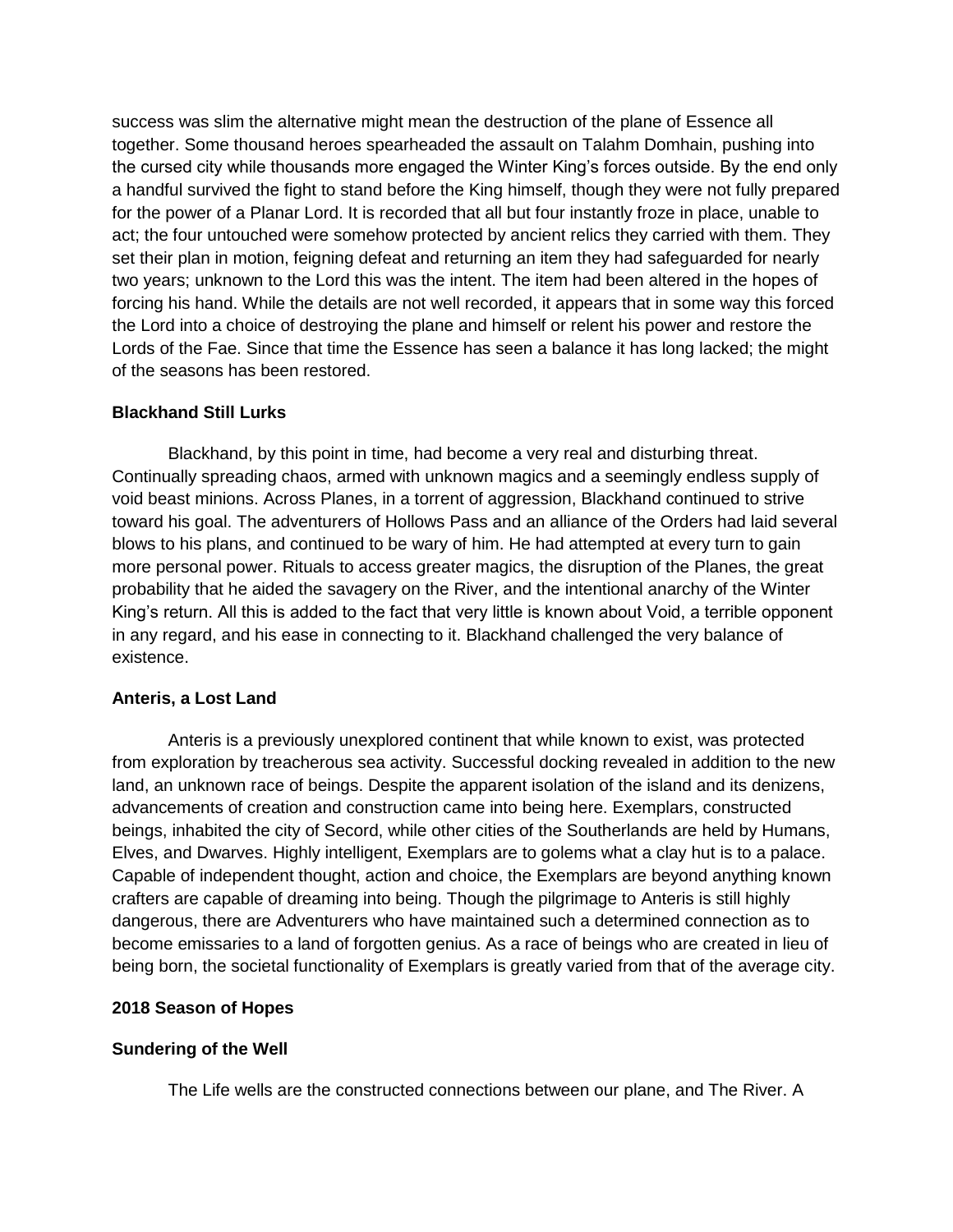success was slim the alternative might mean the destruction of the plane of Essence all together. Some thousand heroes spearheaded the assault on Talahm Domhain, pushing into the cursed city while thousands more engaged the Winter King's forces outside. By the end only a handful survived the fight to stand before the King himself, though they were not fully prepared for the power of a Planar Lord. It is recorded that all but four instantly froze in place, unable to act; the four untouched were somehow protected by ancient relics they carried with them. They set their plan in motion, feigning defeat and returning an item they had safeguarded for nearly two years; unknown to the Lord this was the intent. The item had been altered in the hopes of forcing his hand. While the details are not well recorded, it appears that in some way this forced the Lord into a choice of destroying the plane and himself or relent his power and restore the Lords of the Fae. Since that time the Essence has seen a balance it has long lacked; the might of the seasons has been restored.

**Blackhand Still Lurks**

Blackhand, by this point in time, had become a very real and disturbing threat. Continually spreading chaos, armed with unknown magics and a seemingly endless supply of void beast minions. Across Planes, in a torrent of aggression, Blackhand continued to strive toward his goal. The adventurers of Hollows Pass and an alliance of the Orders had laid several blows to his plans, and continued to be wary of him. He had attempted at every turn to gain more personal power. Rituals to access greater magics, the disruption of the Planes, the great probability that he aided the savagery on the River, and the intentional anarchy of the Winter King's return. All this is added to the fact that very little is known about Void, a terrible opponent in any regard, and his ease in connecting to it. Blackhand challenged the very balance of existence.

**Anteris, a Lost Land**

Anteris is a previously unexplored continent that while known to exist, was protected from exploration by treacherous sea activity. Successful docking revealed in addition to the new land, an unknown race of beings. Despite the apparent isolation of the island and its denizens, advancements of creation and construction came into being here. Exemplars, constructed beings, inhabited the city of Secord, while other cities of the Southerlands are held by Humans, Elves, and Dwarves. Highly intelligent, Exemplars are to golems what a clay hut is to a palace. Capable of independent thought, action and choice, the Exemplars are beyond anything known crafters are capable of dreaming into being. Though the pilgrimage to Anteris is still highly dangerous, there are Adventurers who have maintained such a determined connection as to become emissaries to a land of forgotten genius. As a race of beings who are created in lieu of being born, the societal functionality of Exemplars is greatly varied from that of the average city.

**2018 Season of Hopes**

**Sundering of the Well**

The Life wells are the constructed connections between our plane, and The River. A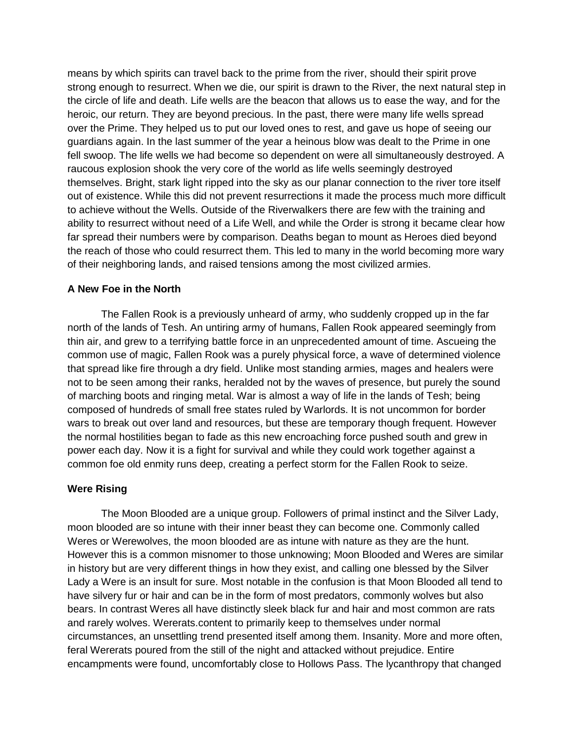means by which spirits can travel back to the prime from the river, should their spirit prove strong enough to resurrect. When we die, our spirit is drawn to the River, the next natural step in the circle of life and death. Life wells are the beacon that allows us to ease the way, and for the heroic, our return. They are beyond precious. In the past, there were many life wells spread over the Prime. They helped us to put our loved ones to rest, and gave us hope of seeing our guardians again. In the last summer of the year a heinous blow was dealt to the Prime in one fell swoop. The life wells we had become so dependent on were all simultaneously destroyed. A raucous explosion shook the very core of the world as life wells seemingly destroyed themselves. Bright, stark light ripped into the sky as our planar connection to the river tore itself out of existence. While this did not prevent resurrections it made the process much more difficult to achieve without the Wells. Outside of the Riverwalkers there are few with the training and ability to resurrect without need of a Life Well, and while the Order is strong it became clear how far spread their numbers were by comparison. Deaths began to mount as Heroes died beyond the reach of those who could resurrect them. This led to many in the world becoming more wary of their neighboring lands, and raised tensions among the most civilized armies.

**A New Foe in the North**

The Fallen Rook is a previously unheard of army, who suddenly cropped up in the far north of the lands of Tesh. An untiring army of humans, Fallen Rook appeared seemingly from thin air, and grew to a terrifying battle force in an unprecedented amount of time. Ascueing the common use of magic, Fallen Rook was a purely physical force, a wave of determined violence that spread like fire through a dry field. Unlike most standing armies, mages and healers were not to be seen among their ranks, heralded not by the waves of presence, but purely the sound of marching boots and ringing metal. War is almost a way of life in the lands of Tesh; being composed of hundreds of small free states ruled by Warlords. It is not uncommon for border wars to break out over land and resources, but these are temporary though frequent. However the normal hostilities began to fade as this new encroaching force pushed south and grew in power each day. Now it is a fight for survival and while they could work together against a common foe old enmity runs deep, creating a perfect storm for the Fallen Rook to seize.

**Were Rising**

The Moon Blooded are a unique group. Followers of primal instinct and the Silver Lady, moon blooded are so intune with their inner beast they can become one. Commonly called Weres or Werewolves, the moon blooded are as intune with nature as they are the hunt. However this is a common misnomer to those unknowing; Moon Blooded and Weres are similar in history but are very different things in how they exist, and calling one blessed by the Silver Lady a Were is an insult for sure. Most notable in the confusion is that Moon Blooded all tend to have silvery fur or hair and can be in the form of most predators, commonly wolves but also bears. In contrast Weres all have distinctly sleek black fur and hair and most common are rats and rarely wolves. Wererats.content to primarily keep to themselves under normal circumstances, an unsettling trend presented itself among them. Insanity. More and more often, feral Wererats poured from the still of the night and attacked without prejudice. Entire encampments were found, uncomfortably close to Hollows Pass. The lycanthropy that changed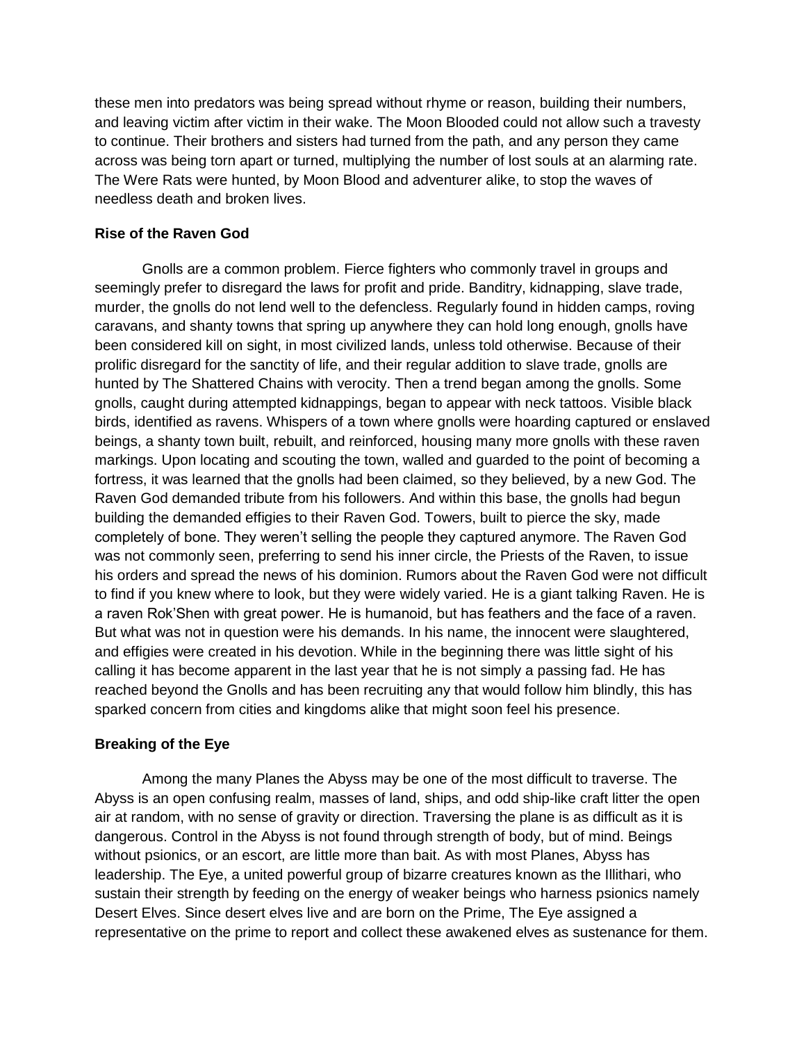these men into predators was being spread without rhyme or reason, building their numbers, and leaving victim after victim in their wake. The Moon Blooded could not allow such a travesty to continue. Their brothers and sisters had turned from the path, and any person they came across was being torn apart or turned, multiplying the number of lost souls at an alarming rate. The Were Rats were hunted, by Moon Blood and adventurer alike, to stop the waves of needless death and broken lives.

**Rise of the Raven God**

Gnolls are a common problem. Fierce fighters who commonly travel in groups and seemingly prefer to disregard the laws for profit and pride. Banditry, kidnapping, slave trade, murder, the gnolls do not lend well to the defencless. Regularly found in hidden camps, roving caravans, and shanty towns that spring up anywhere they can hold long enough, gnolls have been considered kill on sight, in most civilized lands, unless told otherwise. Because of their prolific disregard for the sanctity of life, and their regular addition to slave trade, gnolls are hunted by The Shattered Chains with verocity. Then a trend began among the gnolls. Some gnolls, caught during attempted kidnappings, began to appear with neck tattoos. Visible black birds, identified as ravens. Whispers of a town where gnolls were hoarding captured or enslaved beings, a shanty town built, rebuilt, and reinforced, housing many more gnolls with these raven markings. Upon locating and scouting the town, walled and guarded to the point of becoming a fortress, it was learned that the gnolls had been claimed, so they believed, by a new God. The Raven God demanded tribute from his followers. And within this base, the gnolls had begun building the demanded effigies to their Raven God. Towers, built to pierce the sky, made completely of bone. They weren't selling the people they captured anymore. The Raven God was not commonly seen, preferring to send his inner circle, the Priests of the Raven, to issue his orders and spread the news of his dominion. Rumors about the Raven God were not difficult to find if you knew where to look, but they were widely varied. He is a giant talking Raven. He is a raven Rok'Shen with great power. He is humanoid, but has feathers and the face of a raven. But what was not in question were his demands. In his name, the innocent were slaughtered, and effigies were created in his devotion. While in the beginning there was little sight of his calling it has become apparent in the last year that he is not simply a passing fad. He has reached beyond the Gnolls and has been recruiting any that would follow him blindly, this has sparked concern from cities and kingdoms alike that might soon feel his presence.

**Breaking of the Eye**

Among the many Planes the Abyss may be one of the most difficult to traverse. The Abyss is an open confusing realm, masses of land, ships, and odd ship-like craft litter the open air at random, with no sense of gravity or direction. Traversing the plane is as difficult as it is dangerous. Control in the Abyss is not found through strength of body, but of mind. Beings without psionics, or an escort, are little more than bait. As with most Planes, Abyss has leadership. The Eye, a united powerful group of bizarre creatures known as the Illithari, who sustain their strength by feeding on the energy of weaker beings who harness psionics namely Desert Elves. Since desert elves live and are born on the Prime, The Eye assigned a representative on the prime to report and collect these awakened elves as sustenance for them.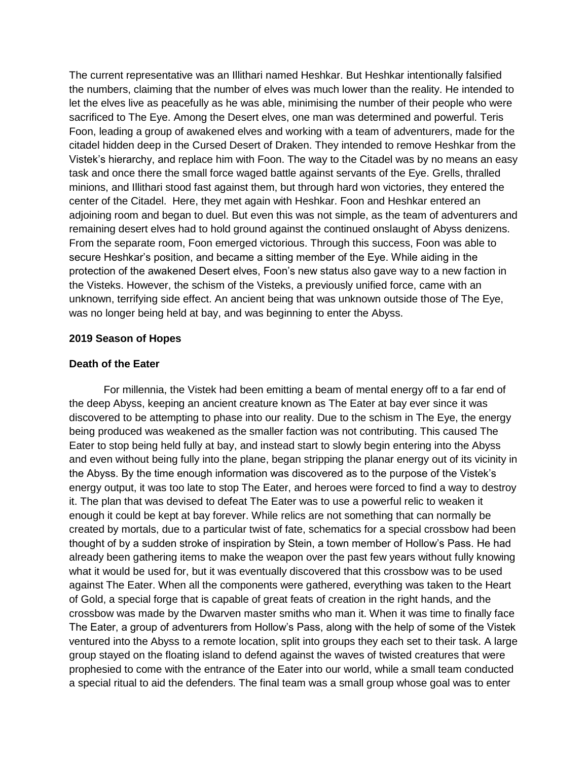The current representative was an Illithari named Heshkar. But Heshkar intentionally falsified the numbers, claiming that the number of elves was much lower than the reality. He intended to let the elves live as peacefully as he was able, minimising the number of their people who were sacrificed to The Eye. Among the Desert elves, one man was determined and powerful. Teris Foon, leading a group of awakened elves and working with a team of adventurers, made for the citadel hidden deep in the Cursed Desert of Draken. They intended to remove Heshkar from the Vistek's hierarchy, and replace him with Foon. The way to the Citadel was by no means an easy task and once there the small force waged battle against servants of the Eye. Grells, thralled minions, and Illithari stood fast against them, but through hard won victories, they entered the center of the Citadel.  Here, they met again with Heshkar. Foon and Heshkar entered an adjoining room and began to duel. But even this was not simple, as the team of adventurers and remaining desert elves had to hold ground against the continued onslaught of Abyss denizens. From the separate room, Foon emerged victorious. Through this success, Foon was able to secure Heshkar's position, and became a sitting member of the Eye. While aiding in the protection of the awakened Desert elves, Foon's new status also gave way to a new faction in the Visteks. However, the schism of the Visteks, a previously unified force, came with an unknown, terrifying side effect. An ancient being that was unknown outside those of The Eye, was no longer being held at bay, and was beginning to enter the Abyss.

**2019 Season of Hopes**

**Death of the Eater**

For millennia, the Vistek had been emitting a beam of mental energy off to a far end of the deep Abyss, keeping an ancient creature known as The Eater at bay ever since it was discovered to be attempting to phase into our reality. Due to the schism in The Eye, the energy being produced was weakened as the smaller faction was not contributing. This caused The Eater to stop being held fully at bay, and instead start to slowly begin entering into the Abyss and even without being fully into the plane, began stripping the planar energy out of its vicinity in the Abyss. By the time enough information was discovered as to the purpose of the Vistek's energy output, it was too late to stop The Eater, and heroes were forced to find a way to destroy it. The plan that was devised to defeat The Eater was to use a powerful relic to weaken it enough it could be kept at bay forever. While relics are not something that can normally be created by mortals, due to a particular twist of fate, schematics for a special crossbow had been thought of by a sudden stroke of inspiration by Stein, a town member of Hollow's Pass. He had already been gathering items to make the weapon over the past few years without fully knowing what it would be used for, but it was eventually discovered that this crossbow was to be used against The Eater. When all the components were gathered, everything was taken to the Heart of Gold, a special forge that is capable of great feats of creation in the right hands, and the crossbow was made by the Dwarven master smiths who man it. When it was time to finally face The Eater, a group of adventurers from Hollow's Pass, along with the help of some of the Vistek ventured into the Abyss to a remote location, split into groups they each set to their task. A large group stayed on the floating island to defend against the waves of twisted creatures that were prophesied to come with the entrance of the Eater into our world, while a small team conducted a special ritual to aid the defenders. The final team was a small group whose goal was to enter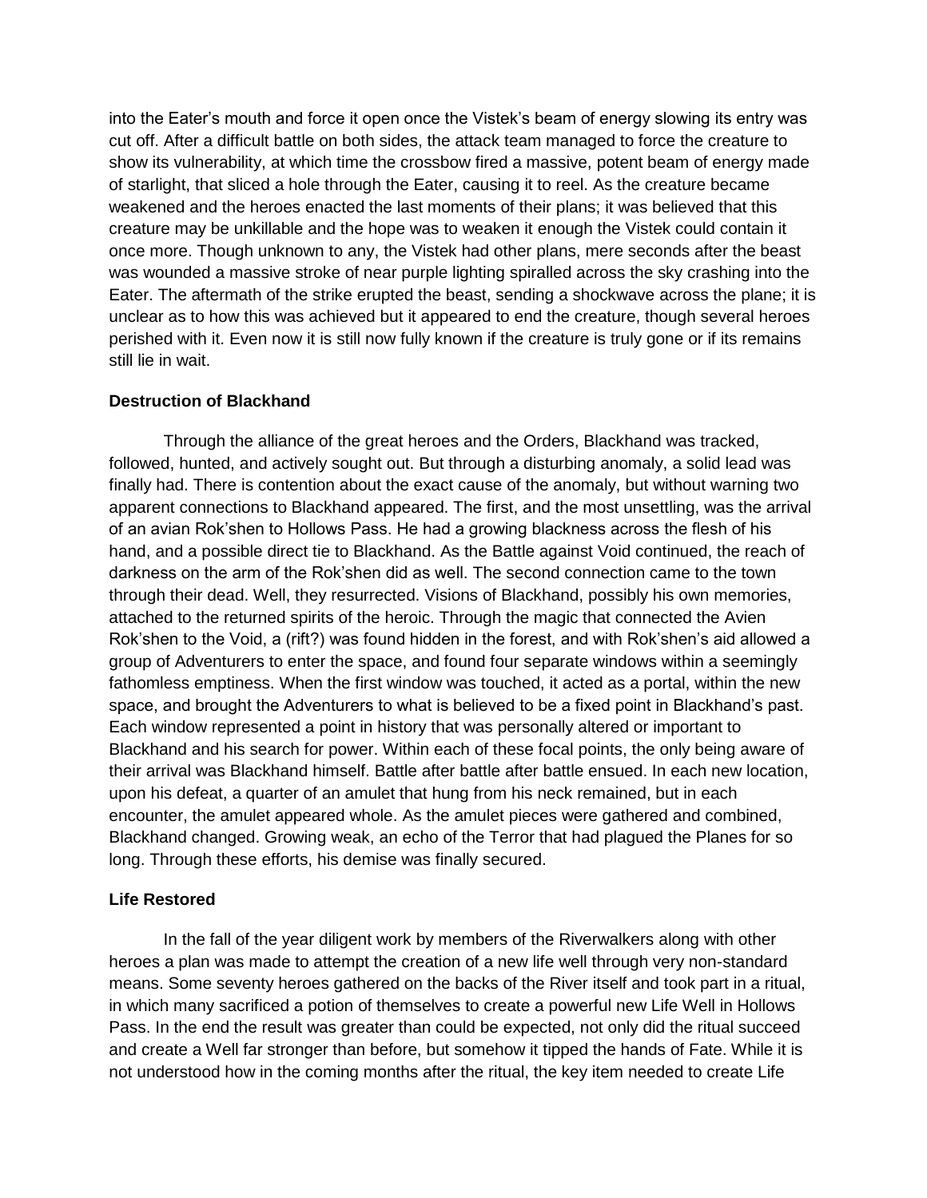into the Eater's mouth and force it open once the Vistek's beam of energy slowing its entry was cut off. After a difficult battle on both sides, the attack team managed to force the creature to show its vulnerability, at which time the crossbow fired a massive, potent beam of energy made of starlight, that sliced a hole through the Eater, causing it to reel. As the creature became weakened and the heroes enacted the last moments of their plans; it was believed that this creature may be unkillable and the hope was to weaken it enough the Vistek could contain it once more. Though unknown to any, the Vistek had other plans, mere seconds after the beast was wounded a massive stroke of near purple lighting spiralled across the sky crashing into the Eater. The aftermath of the strike erupted the beast, sending a shockwave across the plane; it is unclear as to how this was achieved but it appeared to end the creature, though several heroes perished with it. Even now it is still now fully known if the creature is truly gone or if its remains still lie in wait.

**Destruction of Blackhand**

Through the alliance of the great heroes and the Orders, Blackhand was tracked, followed, hunted, and actively sought out. But through a disturbing anomaly, a solid lead was finally had. There is contention about the exact cause of the anomaly, but without warning two apparent connections to Blackhand appeared. The first, and the most unsettling, was the arrival of an avian Rok'shen to Hollows Pass. He had a growing blackness across the flesh of his hand, and a possible direct tie to Blackhand. As the Battle against Void continued, the reach of darkness on the arm of the Rok'shen did as well. The second connection came to the town through their dead. Well, they resurrected. Visions of Blackhand, possibly his own memories, attached to the returned spirits of the heroic. Through the magic that connected the Avien Rok'shen to the Void, a (rift?) was found hidden in the forest, and with Rok'shen's aid allowed a group of Adventurers to enter the space, and found four separate windows within a seemingly fathomless emptiness. When the first window was touched, it acted as a portal, within the new space, and brought the Adventurers to what is believed to be a fixed point in Blackhand's past. Each window represented a point in history that was personally altered or important to Blackhand and his search for power. Within each of these focal points, the only being aware of their arrival was Blackhand himself. Battle after battle after battle ensued. In each new location, upon his defeat, a quarter of an amulet that hung from his neck remained, but in each encounter, the amulet appeared whole. As the amulet pieces were gathered and combined, Blackhand changed. Growing weak, an echo of the Terror that had plagued the Planes for so long. Through these efforts, his demise was finally secured.

**Life Restored**

In the fall of the year diligent work by members of the Riverwalkers along with other heroes a plan was made to attempt the creation of a new life well through very non-standard means. Some seventy heroes gathered on the backs of the River itself and took part in a ritual, in which many sacrificed a potion of themselves to create a powerful new Life Well in Hollows Pass. In the end the result was greater than could be expected, not only did the ritual succeed and create a Well far stronger than before, but somehow it tipped the hands of Fate. While it is not understood how in the coming months after the ritual, the key item needed to create Life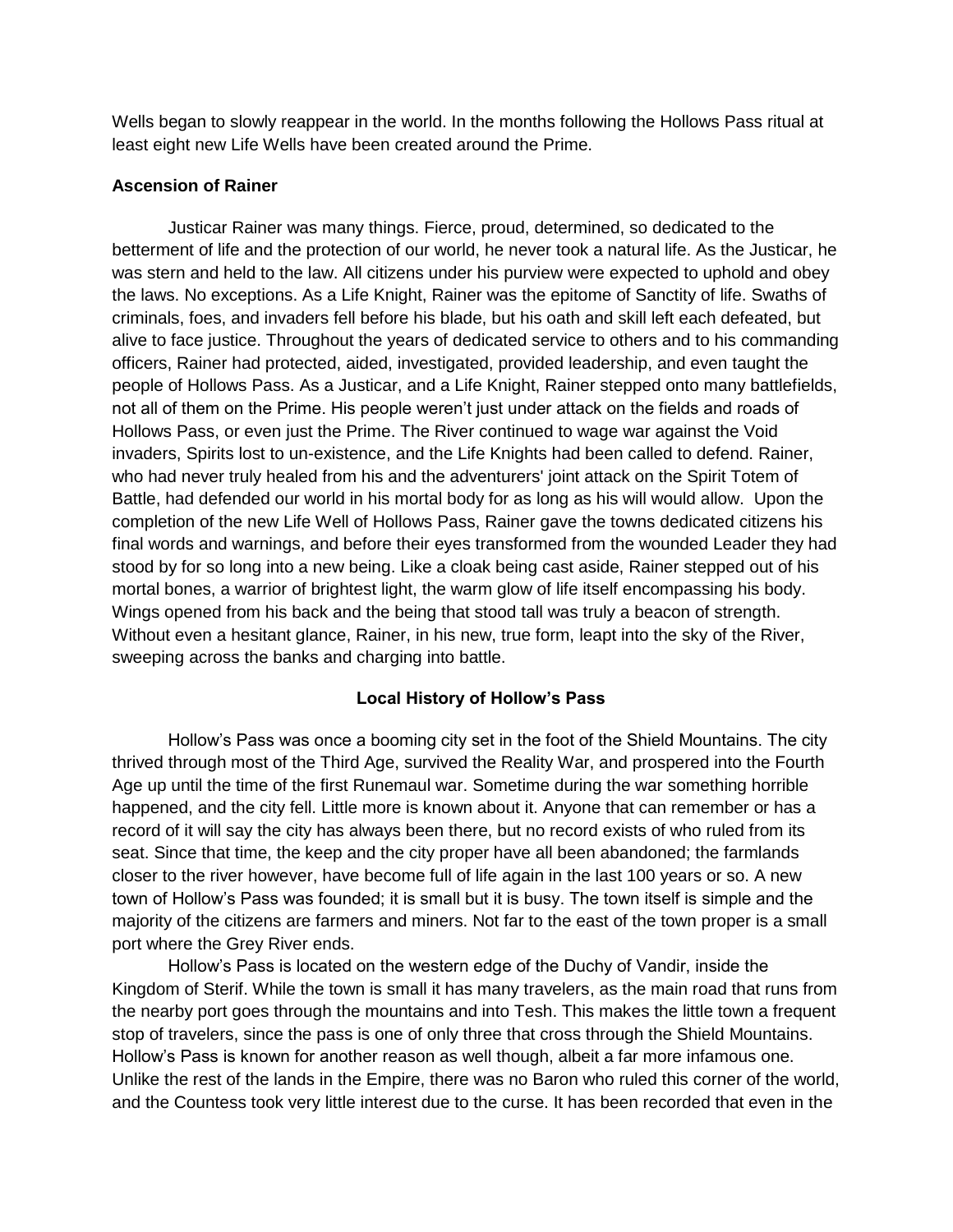Wells began to slowly reappear in the world. In the months following the Hollows Pass ritual at least eight new Life Wells have been created around the Prime.

### Ascension of Rainer

Justicar Rainer was many things. Fierce, proud, determined, so dedicated to the betterment of life and the protection of our world, he never took a natural life. As the Justicar, he was stern and held to the law. All citizens under his purview were expected to uphold and obey the laws. No exceptions. As a Life Knight, Rainer was the epitome of Sanctity of life. Swaths of criminals, foes, and invaders fell before his blade, but his oath and skill left each defeated, but alive to face justice. Throughout the years of dedicated service to others and to his commanding officers, Rainer had protected, aided, investigated, provided leadership, and even taught the people of Hollows Pass. As a Justicar, and a Life Knight, Rainer stepped onto many battlefields, not all of them on the Prime. His people weren't just under attack on the fields and roads of Hollows Pass, or even just the Prime. The River continued to wage war against the Void invaders, Spirits lost to un-existence, and the Life Knights had been called to defend. Rainer, who had never truly healed from his and the adventurers' joint attack on the Spirit Totem of Battle, had defended our world in his mortal body for as long as his will would allow. Upon the completion of the new Life Well of Hollows Pass, Rainer gave the towns dedicated citizens his final words and warnings, and before their eyes transformed from the wounded Leader they had stood by for so long into a new being. Like a cloak being cast aside, Rainer stepped out of his mortal bones, a warrior of brightest light, the warm glow of life itself encompassing his body. Wings opened from his back and the being that stood tall was truly a beacon of strength. Without even a hesitant glance, Rainer, in his new, true form, leapt into the sky of the River, sweeping across the banks and charging into battle.

### Local History of Hollow's Pass

Hollow's Pass was once a booming city set in the foot of the Shield Mountains. The city thrived through most of the Third Age, survived the Reality War, and prospered into the Fourth Age up until the time of the first Runemaul war. Sometime during the war something horrible happened, and the city fell. Little more is known about it. Anyone that can remember or has a record of it will say the city has always been there, but no record exists of who ruled from its seat. Since that time, the keep and the city proper have all been abandoned; the farmlands closer to the river however, have become full of life again in the last 100 years or so. A new town of Hollow's Pass was founded; it is small but it is busy. The town itself is simple and the majority of the citizens are farmers and miners. Not far to the east of the town proper is a small port where the Grey River ends.

Hollow's Pass is located on the western edge of the Duchy of Vandir, inside the Kingdom of Sterif. While the town is small it has many travelers, as the main road that runs from the nearby port goes through the mountains and into Tesh. This makes the little town a frequent stop of travelers, since the pass is one of only three that cross through the Shield Mountains. Hollow's Pass is known for another reason as well though, albeit a far more infamous one. Unlike the rest of the lands in the Empire, there was no Baron who ruled this corner of the world, and the Countess took very little interest due to the curse. It has been recorded that even in the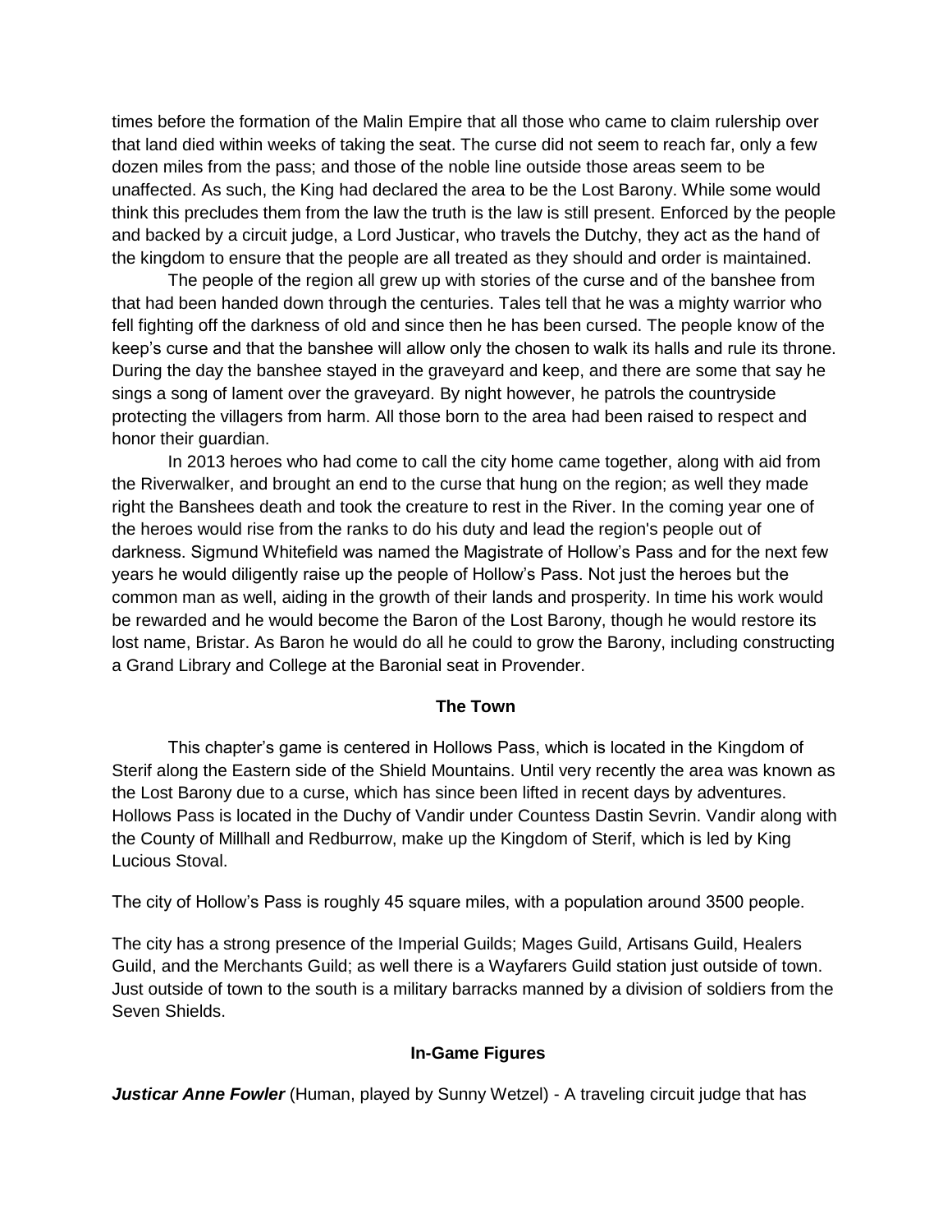times before the formation of the Malin Empire that all those who came to claim rulership over that land died within weeks of taking the seat. The curse did not seem to reach far, only a few dozen miles from the pass; and those of the noble line outside those areas seem to be unaffected. As such, the King had declared the area to be the Lost Barony. While some would think this precludes them from the law the truth is the law is still present. Enforced by the people and backed by a circuit judge, a Lord Justicar, who travels the Dutchy, they act as the hand of the kingdom to ensure that the people are all treated as they should and order is maintained.

The people of the region all grew up with stories of the curse and of the banshee from that had been handed down through the centuries. Tales tell that he was a mighty warrior who fell fighting off the darkness of old and since then he has been cursed. The people know of the keep's curse and that the banshee will allow only the chosen to walk its halls and rule its throne. During the day the banshee stayed in the graveyard and keep, and there are some that say he sings a song of lament over the graveyard. By night however, he patrols the countryside protecting the villagers from harm. All those born to the area had been raised to respect and honor their guardian.

In 2013 heroes who had come to call the city home came together, along with aid from the Riverwalker, and brought an end to the curse that hung on the region; as well they made right the Banshees death and took the creature to rest in the River. In the coming year one of the heroes would rise from the ranks to do his duty and lead the region's people out of darkness. Sigmund Whitefield was named the Magistrate of Hollow's Pass and for the next few years he would diligently raise up the people of Hollow's Pass. Not just the heroes but the common man as well, aiding in the growth of their lands and prosperity. In time his work would be rewarded and he would become the Baron of the Lost Barony, though he would restore its lost name, Bristar. As Baron he would do all he could to grow the Barony, including constructing a Grand Library and College at the Baronial seat in Provender.

## The Town

This chapter's game is centered in Hollows Pass, which is located in the Kingdom of Sterif along the Eastern side of the Shield Mountains. Until very recently the area was known as the Lost Barony due to a curse, which has since been lifted in recent days by adventures. Hollows Pass is located in the Duchy of Vandir under Countess Dastin Sevrin. Vandir along with the County of Millhall and Redburrow, make up the Kingdom of Sterif, which is led by King Lucious Stoval.

The city of Hollow's Pass is roughly 45 square miles, with a population around 3500 people.

The city has a strong presence of the Imperial Guilds; Mages Guild, Artisans Guild, Healers Guild, and the Merchants Guild; as well there is a Wayfarers Guild station just outside of town. Just outside of town to the south is a military barracks manned by a division of soldiers from the Seven Shields.

## In-Game Figures

***Justicar Anne Fowler*** (Human, played by Sunny Wetzel) - A traveling circuit judge that has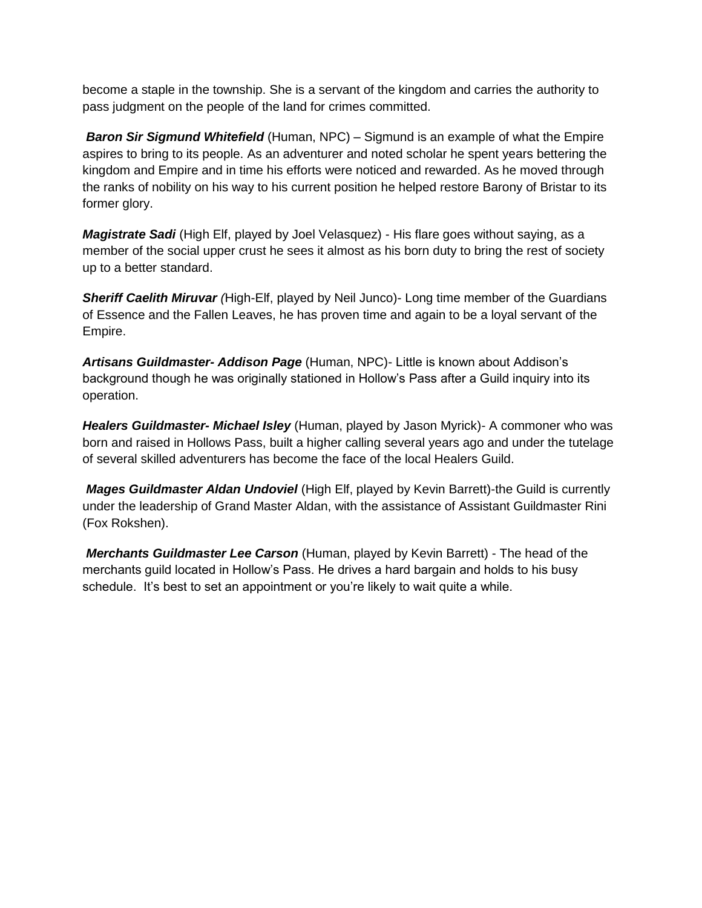become a staple in the township. She is a servant of the kingdom and carries the authority to pass judgment on the people of the land for crimes committed.

***Baron Sir Sigmund Whitefield*** (Human, NPC) – Sigmund is an example of what the Empire aspires to bring to its people. As an adventurer and noted scholar he spent years bettering the kingdom and Empire and in time his efforts were noticed and rewarded. As he moved through the ranks of nobility on his way to his current position he helped restore Barony of Bristar to its former glory.

***Magistrate Sadi*** (High Elf, played by Joel Velasquez) - His flare goes without saying, as a member of the social upper crust he sees it almost as his born duty to bring the rest of society up to a better standard.

***Sheriff Caelith Miruvar (***High-Elf, played by Neil Junco)- Long time member of the Guardians of Essence and the Fallen Leaves, he has proven time and again to be a loyal servant of the Empire.

***Artisans Guildmaster- Addison Page*** (Human, NPC)- Little is known about Addison's background though he was originally stationed in Hollow's Pass after a Guild inquiry into its operation.

***Healers Guildmaster- Michael Isley*** (Human, played by Jason Myrick)- A commoner who was born and raised in Hollows Pass, built a higher calling several years ago and under the tutelage of several skilled adventurers has become the face of the local Healers Guild.

***Mages Guildmaster Aldan Undoviel*** (High Elf, played by Kevin Barrett)-the Guild is currently under the leadership of Grand Master Aldan, with the assistance of Assistant Guildmaster Rini (Fox Rokshen).

***Merchants Guildmaster Lee Carson*** (Human, played by Kevin Barrett) - The head of the merchants guild located in Hollow's Pass. He drives a hard bargain and holds to his busy schedule. It's best to set an appointment or you're likely to wait quite a while.